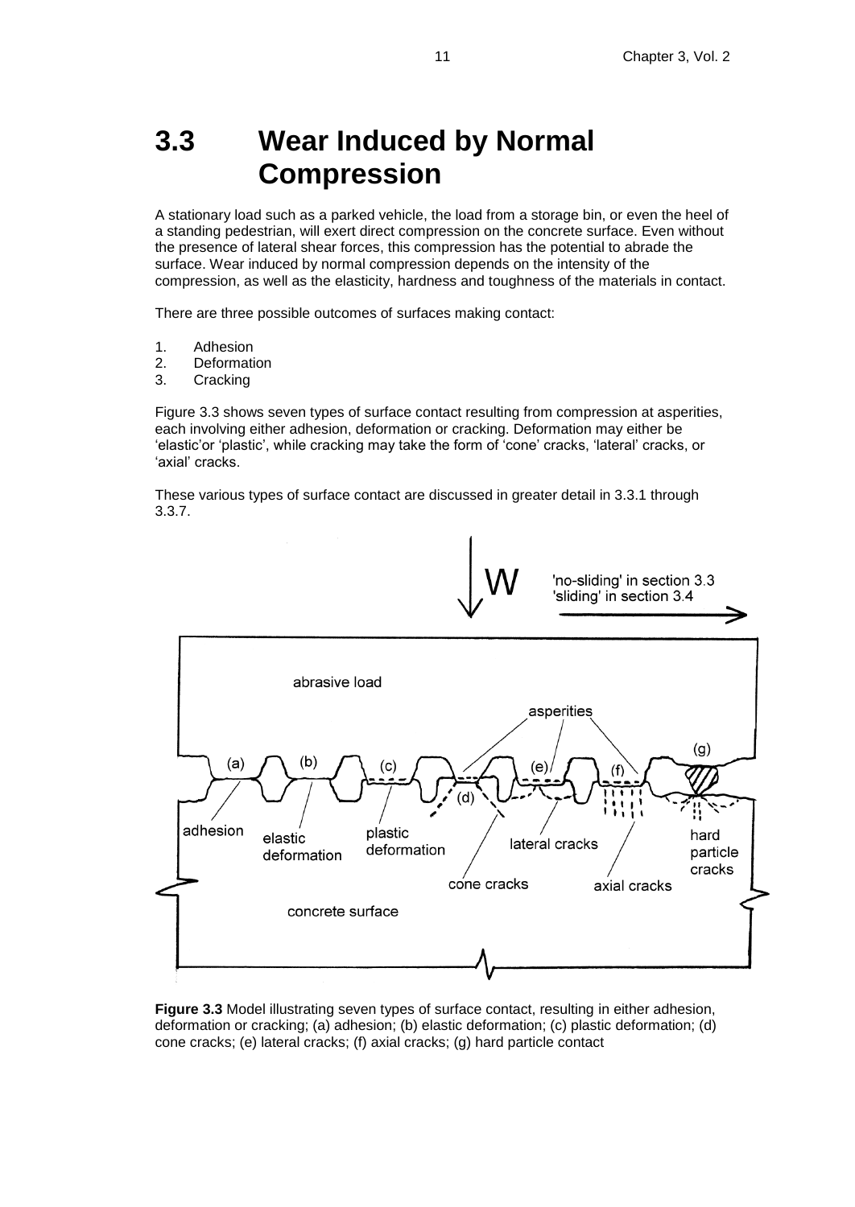# 3.3 Wear Induced by Normal Compression

A stationary load such as a parked vehicle, the load from a storage bin, or even the heel of a standing pedestrian, will exert direct compression on the concrete surface. Even without the presence of lateral shear forces, this compression has the potential to abrade the surface. Wear induced by normal compression depends on the intensity of the compression, as well as the elasticity, hardness and toughness of the materials in contact.

There are three possible outcomes of surfaces making contact:

1. Adhesion
2. Deformation
3. Cracking

Figure 3.3 shows seven types of surface contact resulting from compression at asperities, each involving either adhesion, deformation or cracking. Deformation may either be 'elastic'or 'plastic', while cracking may take the form of 'cone' cracks, 'lateral' cracks, or 'axial' cracks.

These various types of surface contact are discussed in greater detail in 3.3.1 through 3.3.7.

**Figure 3.3** Model illustrating seven types of surface contact, resulting in either adhesion, deformation or cracking; (a) adhesion; (b) elastic deformation; (c) plastic deformation; (d) cone cracks; (e) lateral cracks; (f) axial cracks; (g) hard particle contact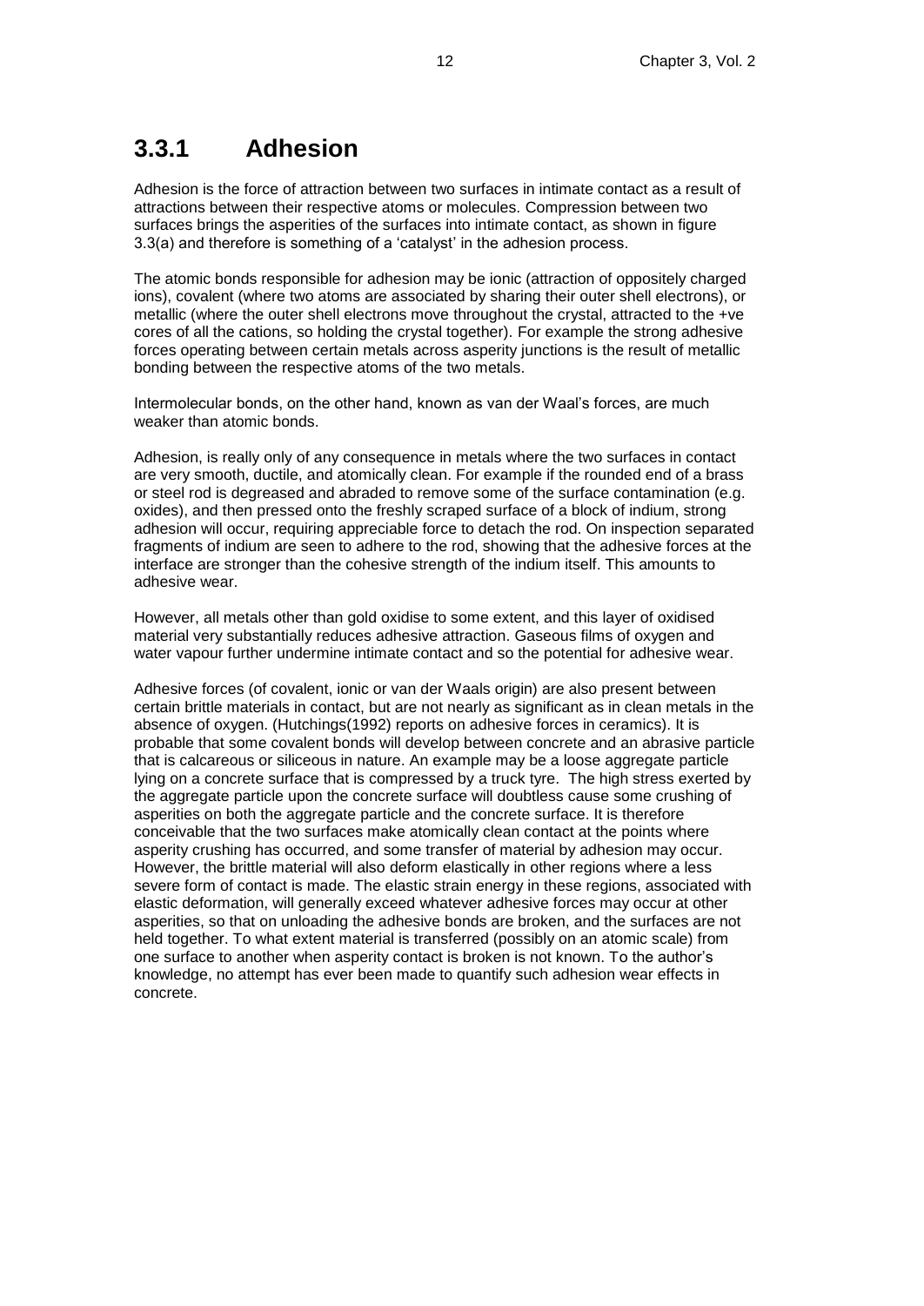## 3.3.1 Adhesion

Adhesion is the force of attraction between two surfaces in intimate contact as a result of attractions between their respective atoms or molecules. Compression between two surfaces brings the asperities of the surfaces into intimate contact, as shown in figure 3.3(a) and therefore is something of a 'catalyst' in the adhesion process.

The atomic bonds responsible for adhesion may be ionic (attraction of oppositely charged ions), covalent (where two atoms are associated by sharing their outer shell electrons), or metallic (where the outer shell electrons move throughout the crystal, attracted to the +ve cores of all the cations, so holding the crystal together). For example the strong adhesive forces operating between certain metals across asperity junctions is the result of metallic bonding between the respective atoms of the two metals.

Intermolecular bonds, on the other hand, known as van der Waal's forces, are much weaker than atomic bonds.

Adhesion, is really only of any consequence in metals where the two surfaces in contact are very smooth, ductile, and atomically clean. For example if the rounded end of a brass or steel rod is degreased and abraded to remove some of the surface contamination (e.g. oxides), and then pressed onto the freshly scraped surface of a block of indium, strong adhesion will occur, requiring appreciable force to detach the rod. On inspection separated fragments of indium are seen to adhere to the rod, showing that the adhesive forces at the interface are stronger than the cohesive strength of the indium itself. This amounts to adhesive wear.

However, all metals other than gold oxidise to some extent, and this layer of oxidised material very substantially reduces adhesive attraction. Gaseous films of oxygen and water vapour further undermine intimate contact and so the potential for adhesive wear.

Adhesive forces (of covalent, ionic or van der Waals origin) are also present between certain brittle materials in contact, but are not nearly as significant as in clean metals in the absence of oxygen. (Hutchings(1992) reports on adhesive forces in ceramics). It is probable that some covalent bonds will develop between concrete and an abrasive particle that is calcareous or siliceous in nature. An example may be a loose aggregate particle lying on a concrete surface that is compressed by a truck tyre. The high stress exerted by the aggregate particle upon the concrete surface will doubtless cause some crushing of asperities on both the aggregate particle and the concrete surface. It is therefore conceivable that the two surfaces make atomically clean contact at the points where asperity crushing has occurred, and some transfer of material by adhesion may occur. However, the brittle material will also deform elastically in other regions where a less severe form of contact is made. The elastic strain energy in these regions, associated with elastic deformation, will generally exceed whatever adhesive forces may occur at other asperities, so that on unloading the adhesive bonds are broken, and the surfaces are not held together. To what extent material is transferred (possibly on an atomic scale) from one surface to another when asperity contact is broken is not known. To the author's knowledge, no attempt has ever been made to quantify such adhesion wear effects in concrete.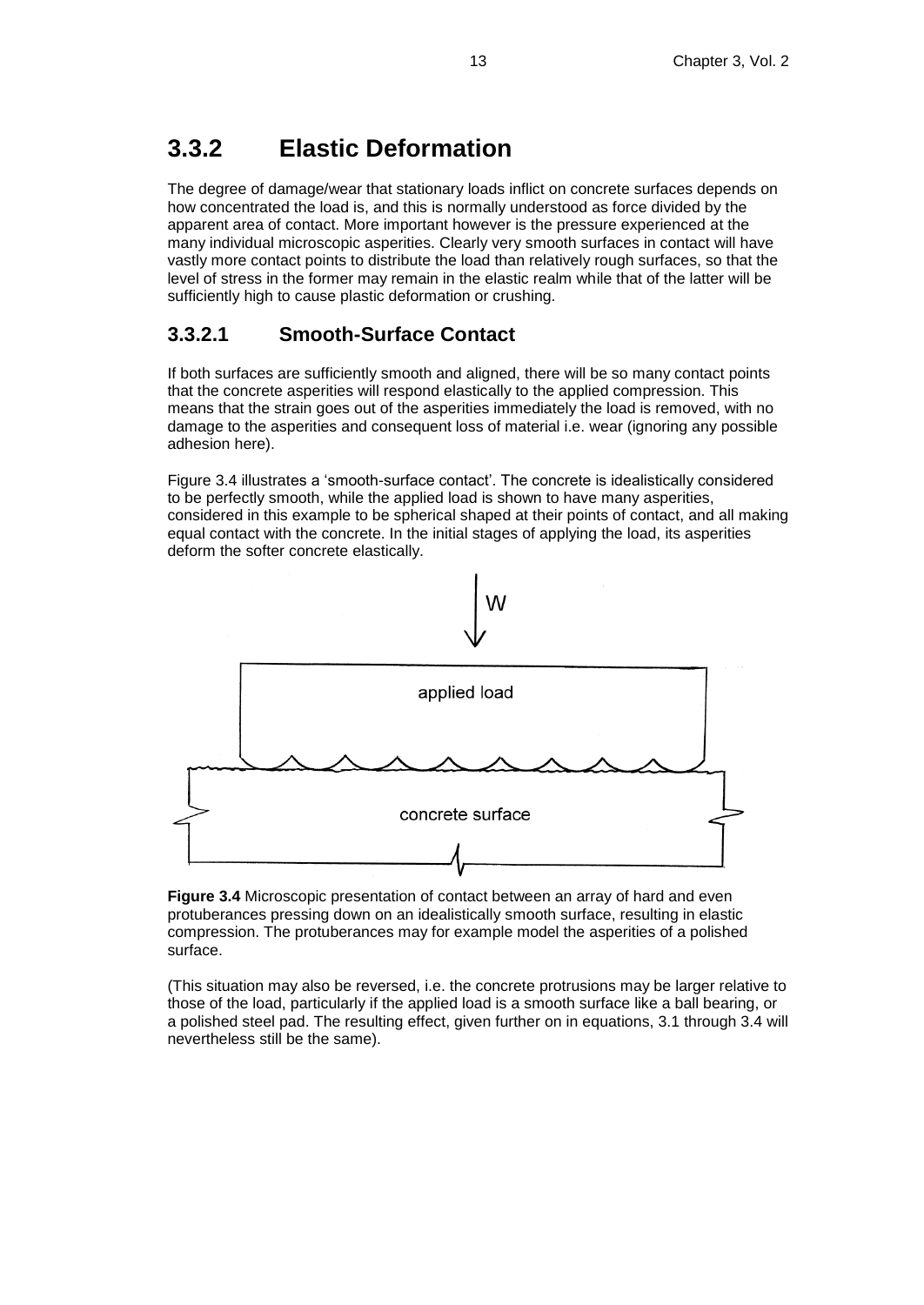## 3.3.2 Elastic Deformation

The degree of damage/wear that stationary loads inflict on concrete surfaces depends on how concentrated the load is, and this is normally understood as force divided by the apparent area of contact. More important however is the pressure experienced at the many individual microscopic asperities. Clearly very smooth surfaces in contact will have vastly more contact points to distribute the load than relatively rough surfaces, so that the level of stress in the former may remain in the elastic realm while that of the latter will be sufficiently high to cause plastic deformation or crushing.

### 3.3.2.1 Smooth-Surface Contact

If both surfaces are sufficiently smooth and aligned, there will be so many contact points that the concrete asperities will respond elastically to the applied compression. This means that the strain goes out of the asperities immediately the load is removed, with no damage to the asperities and consequent loss of material i.e. wear (ignoring any possible adhesion here).

Figure 3.4 illustrates a 'smooth-surface contact'. The concrete is idealistically considered to be perfectly smooth, while the applied load is shown to have many asperities, considered in this example to be spherical shaped at their points of contact, and all making equal contact with the concrete. In the initial stages of applying the load, its asperities deform the softer concrete elastically.

W

applied load

concrete surface

**Figure 3.4** Microscopic presentation of contact between an array of hard and even protuberances pressing down on an idealistically smooth surface, resulting in elastic compression. The protuberances may for example model the asperities of a polished surface.

(This situation may also be reversed, i.e. the concrete protrusions may be larger relative to those of the load, particularly if the applied load is a smooth surface like a ball bearing, or a polished steel pad. The resulting effect, given further on in equations, 3.1 through 3.4 will nevertheless still be the same).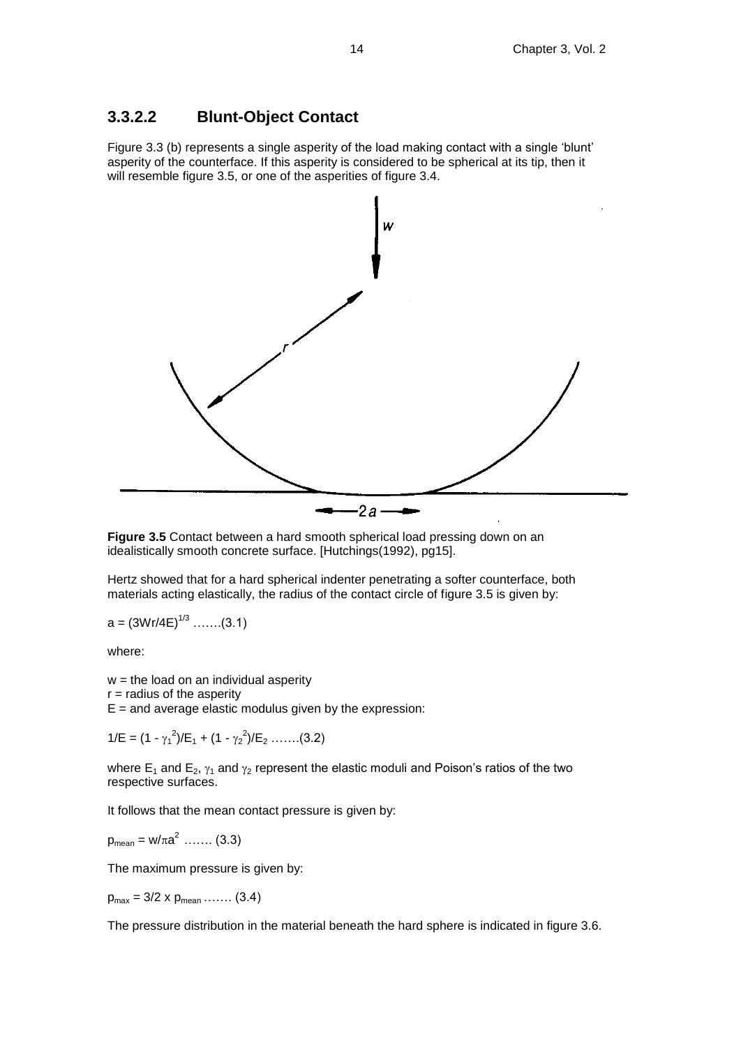### 3.3.2.2 Blunt-Object Contact

Figure 3.3 (b) represents a single asperity of the load making contact with a single 'blunt' asperity of the counterface. If this asperity is considered to be spherical at its tip, then it will resemble figure 3.5, or one of the asperities of figure 3.4.

w

r

2a

**Figure 3.5** Contact between a hard smooth spherical load pressing down on an idealistically smooth concrete surface. [Hutchings(1992), pg15].

Hertz showed that for a hard spherical indenter penetrating a softer counterface, both materials acting elastically, the radius of the contact circle of figure 3.5 is given by:

$a = (3Wr/4E)^{1/3}$ …….(3.1)

where:

$w$ = the load on an individual asperity
$r$ = radius of the asperity
$E$ = and average elastic modulus given by the expression:

$1/E = (1 - \gamma_1^2)/E_1 + (1 - \gamma_2^2)/E_2$ …….(3.2)

where $E_1$ and $E_2$, $\gamma_1$ and $\gamma_2$ represent the elastic moduli and Poison's ratios of the two respective surfaces.

It follows that the mean contact pressure is given by:

$p_{mean} = w/\pi a^2$ ……. (3.3)

The maximum pressure is given by:

$p_{max} = 3/2 \times p_{mean}$ ……. (3.4)

The pressure distribution in the material beneath the hard sphere is indicated in figure 3.6.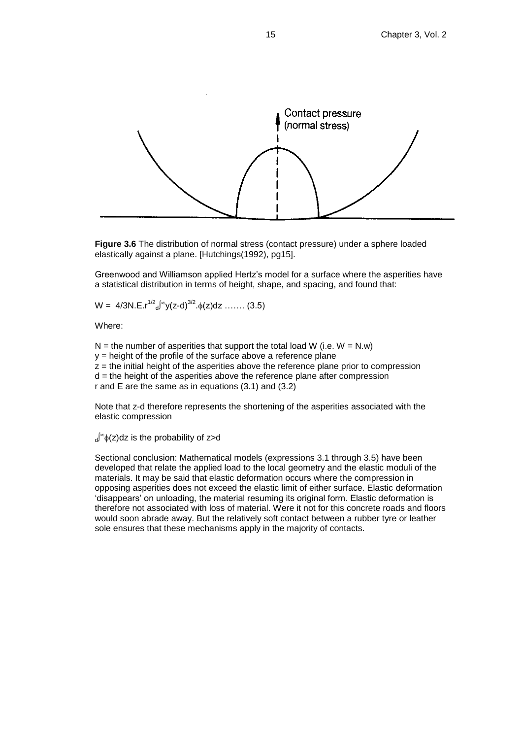Contact pressure
(normal stress)

**Figure 3.6** The distribution of normal stress (contact pressure) under a sphere loaded elastically against a plane. [Hutchings(1992), pg15].

Greenwood and Williamson applied Hertz's model for a surface where the asperities have a statistical distribution in terms of height, shape, and spacing, and found that:

$$W = 4/3N.E.r^{1/2}\int_{d}^{\infty} y(z-d)^{3/2}.\phi(z)dz \quad \ldots\ldots\ (3.5)$$

Where:

$N$ = the number of asperities that support the total load $W$ (i.e. $W = N.w$)
$y$ = height of the profile of the surface above a reference plane
$z$ = the initial height of the asperities above the reference plane prior to compression
$d$ = the height of the asperities above the reference plane after compression
$r$ and $E$ are the same as in equations (3.1) and (3.2)

Note that $z-d$ therefore represents the shortening of the asperities associated with the elastic compression

$\int_{d}^{\infty}\phi(z)dz$ is the probability of $z>d$

Sectional conclusion: Mathematical models (expressions 3.1 through 3.5) have been developed that relate the applied load to the local geometry and the elastic moduli of the materials. It may be said that elastic deformation occurs where the compression in opposing asperities does not exceed the elastic limit of either surface. Elastic deformation 'disappears' on unloading, the material resuming its original form. Elastic deformation is therefore not associated with loss of material. Were it not for this concrete roads and floors would soon abrade away. But the relatively soft contact between a rubber tyre or leather sole ensures that these mechanisms apply in the majority of contacts.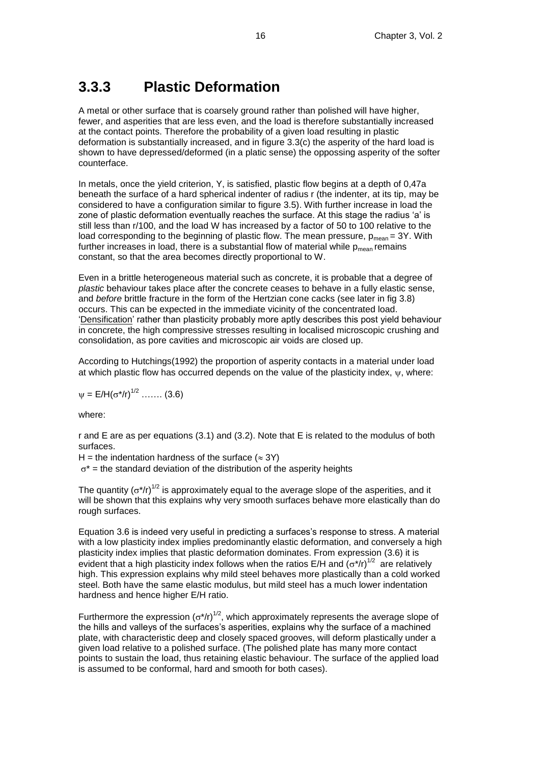## 3.3.3 Plastic Deformation

A metal or other surface that is coarsely ground rather than polished will have higher, fewer, and asperities that are less even, and the load is therefore substantially increased at the contact points. Therefore the probability of a given load resulting in plastic deformation is substantially increased, and in figure 3.3(c) the asperity of the hard load is shown to have depressed/deformed (in a platic sense) the oppossing asperity of the softer counterface.

In metals, once the yield criterion, Y, is satisfied, plastic flow begins at a depth of 0,47a beneath the surface of a hard spherical indenter of radius r (the indenter, at its tip, may be considered to have a configuration similar to figure 3.5). With further increase in load the zone of plastic deformation eventually reaches the surface. At this stage the radius 'a' is still less than r/100, and the load W has increased by a factor of 50 to 100 relative to the load corresponding to the beginning of plastic flow. The mean pressure, $p_{mean} = 3Y$. With further increases in load, there is a substantial flow of material while $p_{mean}$ remains constant, so that the area becomes directly proportional to W.

Even in a brittle heterogeneous material such as concrete, it is probable that a degree of *plastic* behaviour takes place after the concrete ceases to behave in a fully elastic sense, and *before* brittle fracture in the form of the Hertzian cone cacks (see later in fig 3.8) occurs. This can be expected in the immediate vicinity of the concentrated load. 'Densification' rather than plasticity probably more aptly describes this post yield behaviour in concrete, the high compressive stresses resulting in localised microscopic crushing and consolidation, as pore cavities and microscopic air voids are closed up.

According to Hutchings(1992) the proportion of asperity contacts in a material under load at which plastic flow has occurred depends on the value of the plasticity index, $\psi$, where:

$\psi = E/H(\sigma^*/r)^{1/2}$ ……. (3.6)

where:

r and E are as per equations (3.1) and (3.2). Note that E is related to the modulus of both surfaces.
H = the indentation hardness of the surface ($\approx 3Y$)
$\sigma^*$ = the standard deviation of the distribution of the asperity heights

The quantity $(\sigma^*/r)^{1/2}$ is approximately equal to the average slope of the asperities, and it will be shown that this explains why very smooth surfaces behave more elastically than do rough surfaces.

Equation 3.6 is indeed very useful in predicting a surfaces's response to stress. A material with a low plasticity index implies predominantly elastic deformation, and conversely a high plasticity index implies that plastic deformation dominates. From expression (3.6) it is evident that a high plasticity index follows when the ratios E/H and $(\sigma^*/r)^{1/2}$ are relatively high. This expression explains why mild steel behaves more plastically than a cold worked steel. Both have the same elastic modulus, but mild steel has a much lower indentation hardness and hence higher E/H ratio.

Furthermore the expression $(\sigma^*/r)^{1/2}$, which approximately represents the average slope of the hills and valleys of the surfaces's asperities, explains why the surface of a machined plate, with characteristic deep and closely spaced grooves, will deform plastically under a given load relative to a polished surface. (The polished plate has many more contact points to sustain the load, thus retaining elastic behaviour. The surface of the applied load is assumed to be conformal, hard and smooth for both cases).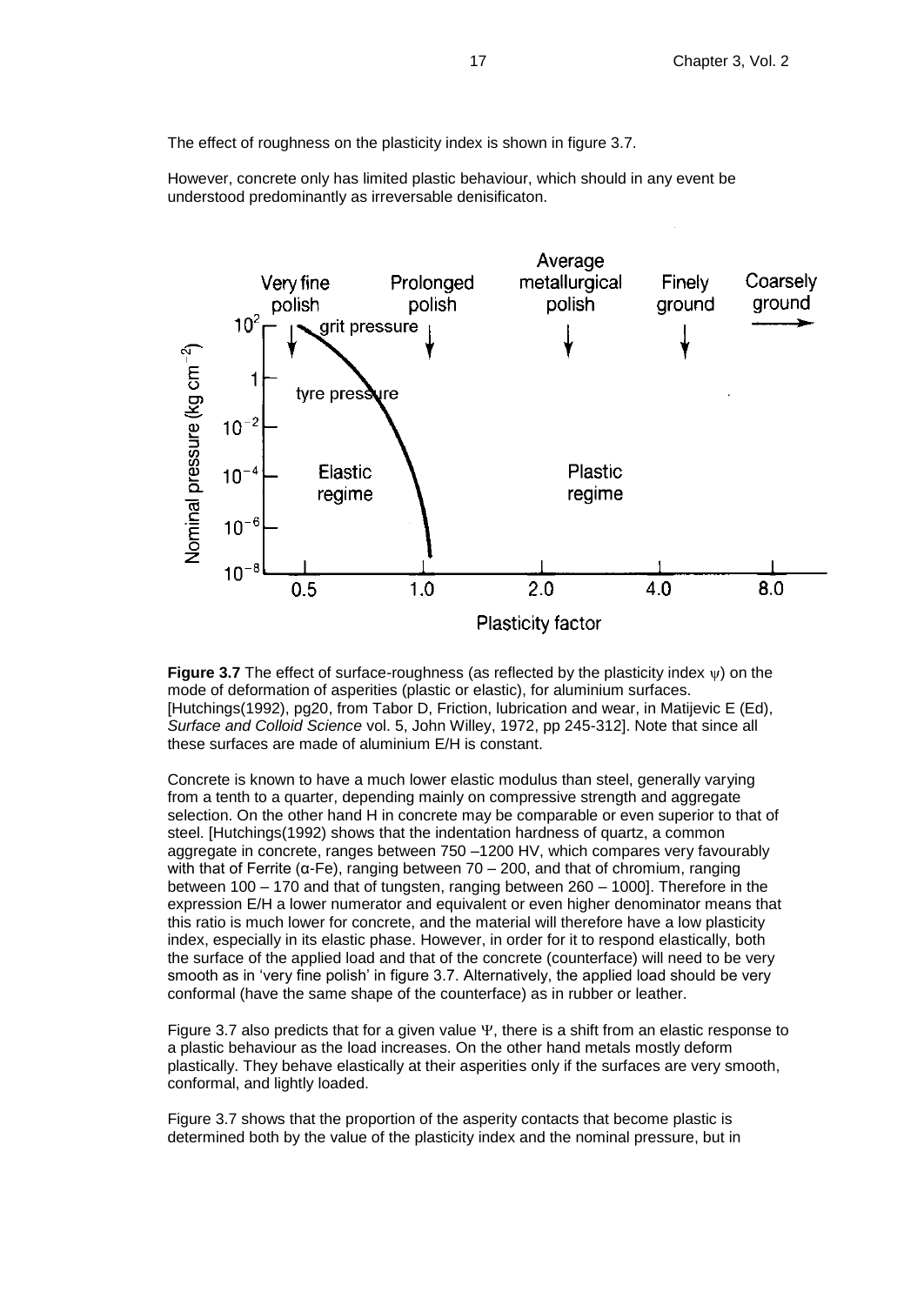The effect of roughness on the plasticity index is shown in figure 3.7.

However, concrete only has limited plastic behaviour, which should in any event be understood predominantly as irreversable denisificaton.

Very fine polish
Prolonged polish
Average metallurgical polish
Finely ground
Coarsely ground
grit pressure
tyre pressure
Elastic regime
Plastic regime
Nominal pressure (kg cm$^{-2}$)
$10^2$
1
$10^{-2}$
$10^{-4}$
$10^{-6}$
$10^{-8}$
0.5
1.0
2.0
4.0
8.0
Plasticity factor

**Figure 3.7** The effect of surface-roughness (as reflected by the plasticity index $\psi$) on the mode of deformation of asperities (plastic or elastic), for aluminium surfaces. [Hutchings(1992), pg20, from Tabor D, Friction, lubrication and wear, in Matijevic E (Ed), *Surface and Colloid Science* vol. 5, John Willey, 1972, pp 245-312]. Note that since all these surfaces are made of aluminium E/H is constant.

Concrete is known to have a much lower elastic modulus than steel, generally varying from a tenth to a quarter, depending mainly on compressive strength and aggregate selection. On the other hand H in concrete may be comparable or even superior to that of steel. [Hutchings(1992) shows that the indentation hardness of quartz, a common aggregate in concrete, ranges between 750 –1200 HV, which compares very favourably with that of Ferrite (α-Fe), ranging between 70 – 200, and that of chromium, ranging between 100 – 170 and that of tungsten, ranging between 260 – 1000]. Therefore in the expression E/H a lower numerator and equivalent or even higher denominator means that this ratio is much lower for concrete, and the material will therefore have a low plasticity index, especially in its elastic phase. However, in order for it to respond elastically, both the surface of the applied load and that of the concrete (counterface) will need to be very smooth as in 'very fine polish' in figure 3.7. Alternatively, the applied load should be very conformal (have the same shape of the counterface) as in rubber or leather.

Figure 3.7 also predicts that for a given value $\Psi$, there is a shift from an elastic response to a plastic behaviour as the load increases. On the other hand metals mostly deform plastically. They behave elastically at their asperities only if the surfaces are very smooth, conformal, and lightly loaded.

Figure 3.7 shows that the proportion of the asperity contacts that become plastic is determined both by the value of the plasticity index and the nominal pressure, but in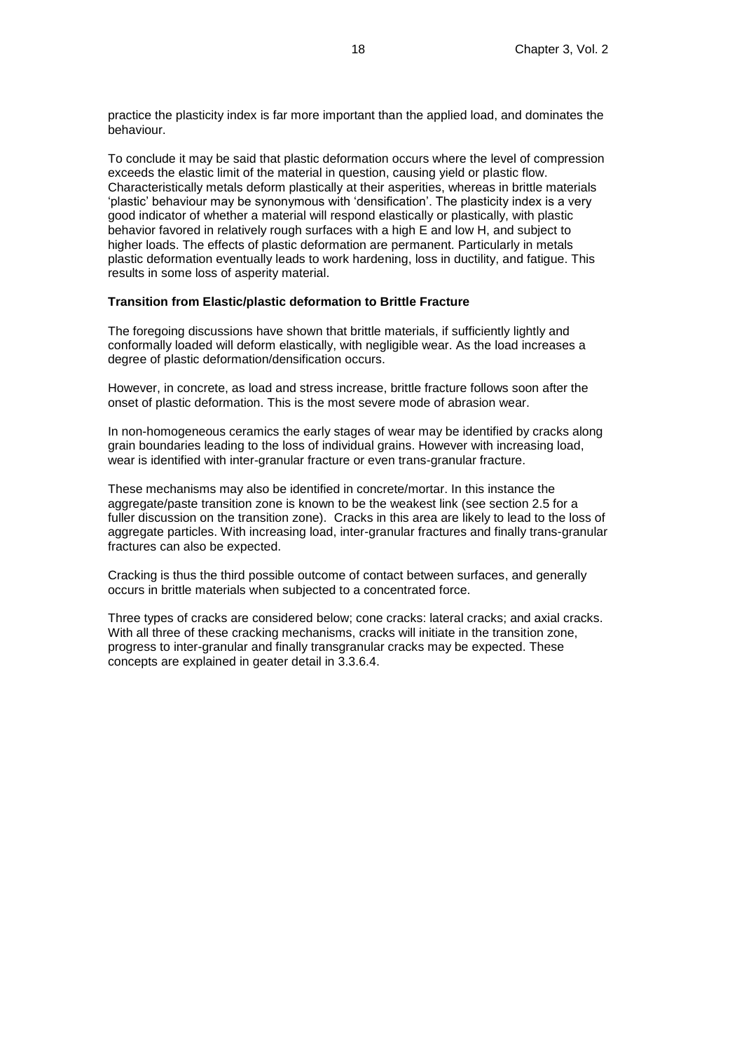practice the plasticity index is far more important than the applied load, and dominates the behaviour.

To conclude it may be said that plastic deformation occurs where the level of compression exceeds the elastic limit of the material in question, causing yield or plastic flow. Characteristically metals deform plastically at their asperities, whereas in brittle materials 'plastic' behaviour may be synonymous with 'densification'. The plasticity index is a very good indicator of whether a material will respond elastically or plastically, with plastic behavior favored in relatively rough surfaces with a high E and low H, and subject to higher loads. The effects of plastic deformation are permanent. Particularly in metals plastic deformation eventually leads to work hardening, loss in ductility, and fatigue. This results in some loss of asperity material.

**Transition from Elastic/plastic deformation to Brittle Fracture**

The foregoing discussions have shown that brittle materials, if sufficiently lightly and conformally loaded will deform elastically, with negligible wear. As the load increases a degree of plastic deformation/densification occurs.

However, in concrete, as load and stress increase, brittle fracture follows soon after the onset of plastic deformation. This is the most severe mode of abrasion wear.

In non-homogeneous ceramics the early stages of wear may be identified by cracks along grain boundaries leading to the loss of individual grains. However with increasing load, wear is identified with inter-granular fracture or even trans-granular fracture.

These mechanisms may also be identified in concrete/mortar. In this instance the aggregate/paste transition zone is known to be the weakest link (see section 2.5 for a fuller discussion on the transition zone). Cracks in this area are likely to lead to the loss of aggregate particles. With increasing load, inter-granular fractures and finally trans-granular fractures can also be expected.

Cracking is thus the third possible outcome of contact between surfaces, and generally occurs in brittle materials when subjected to a concentrated force.

Three types of cracks are considered below; cone cracks: lateral cracks; and axial cracks. With all three of these cracking mechanisms, cracks will initiate in the transition zone, progress to inter-granular and finally transgranular cracks may be expected. These concepts are explained in geater detail in 3.3.6.4.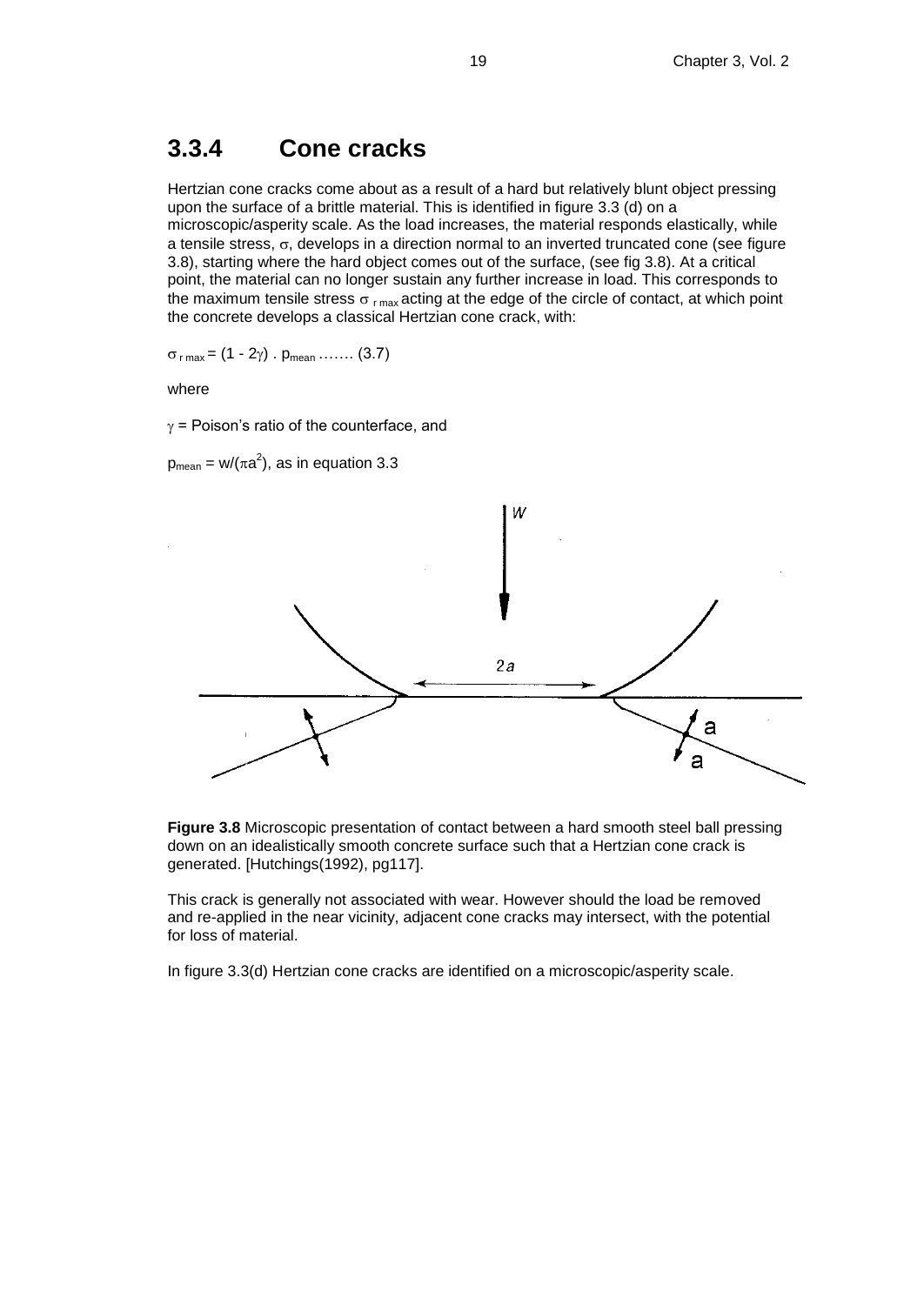## 3.3.4 Cone cracks

Hertzian cone cracks come about as a result of a hard but relatively blunt object pressing upon the surface of a brittle material. This is identified in figure 3.3 (d) on a microscopic/asperity scale. As the load increases, the material responds elastically, while a tensile stress, $\sigma$, develops in a direction normal to an inverted truncated cone (see figure 3.8), starting where the hard object comes out of the surface, (see fig 3.8). At a critical point, the material can no longer sustain any further increase in load. This corresponds to the maximum tensile stress $\sigma_{r\,max}$ acting at the edge of the circle of contact, at which point the concrete develops a classical Hertzian cone crack, with:

$\sigma_{r\,max} = (1 - 2\gamma) \cdot p_{mean}$ ……. (3.7)

where

$\gamma$ = Poison's ratio of the counterface, and

$p_{mean} = w/(\pi a^2)$, as in equation 3.3

W

2a

a

a

**Figure 3.8** Microscopic presentation of contact between a hard smooth steel ball pressing down on an idealistically smooth concrete surface such that a Hertzian cone crack is generated. [Hutchings(1992), pg117].

This crack is generally not associated with wear. However should the load be removed and re-applied in the near vicinity, adjacent cone cracks may intersect, with the potential for loss of material.

In figure 3.3(d) Hertzian cone cracks are identified on a microscopic/asperity scale.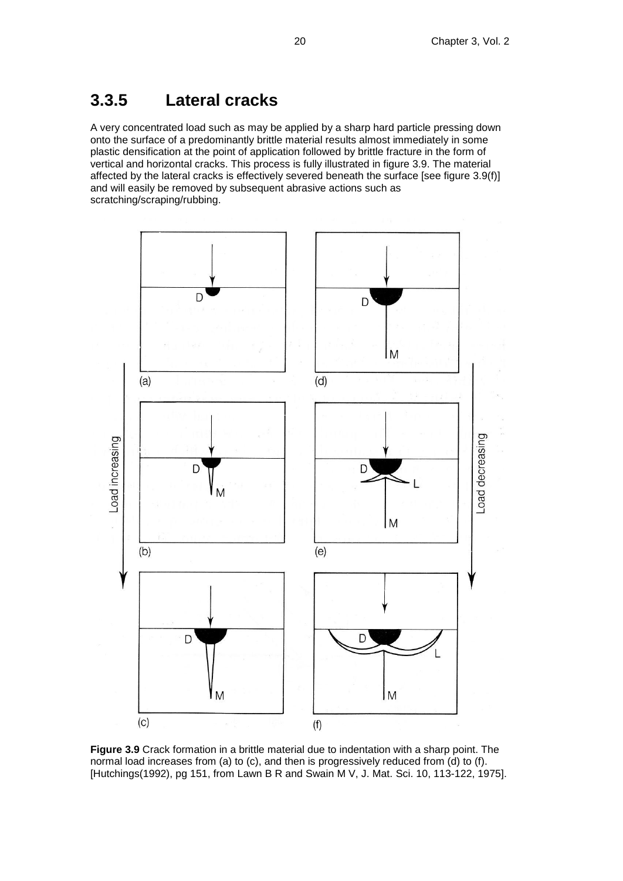## 3.3.5 Lateral cracks

A very concentrated load such as may be applied by a sharp hard particle pressing down onto the surface of a predominantly brittle material results almost immediately in some plastic densification at the point of application followed by brittle fracture in the form of vertical and horizontal cracks. This process is fully illustrated in figure 3.9. The material affected by the lateral cracks is effectively severed beneath the surface [see figure 3.9(f)] and will easily be removed by subsequent abrasive actions such as scratching/scraping/rubbing.

Load increasing

Load decreasing

(a) D

(b) D M

(c) D M

(d) D M

(e) D L M

(f) D L M

**Figure 3.9** Crack formation in a brittle material due to indentation with a sharp point. The normal load increases from (a) to (c), and then is progressively reduced from (d) to (f). [Hutchings(1992), pg 151, from Lawn B R and Swain M V, J. Mat. Sci. 10, 113-122, 1975].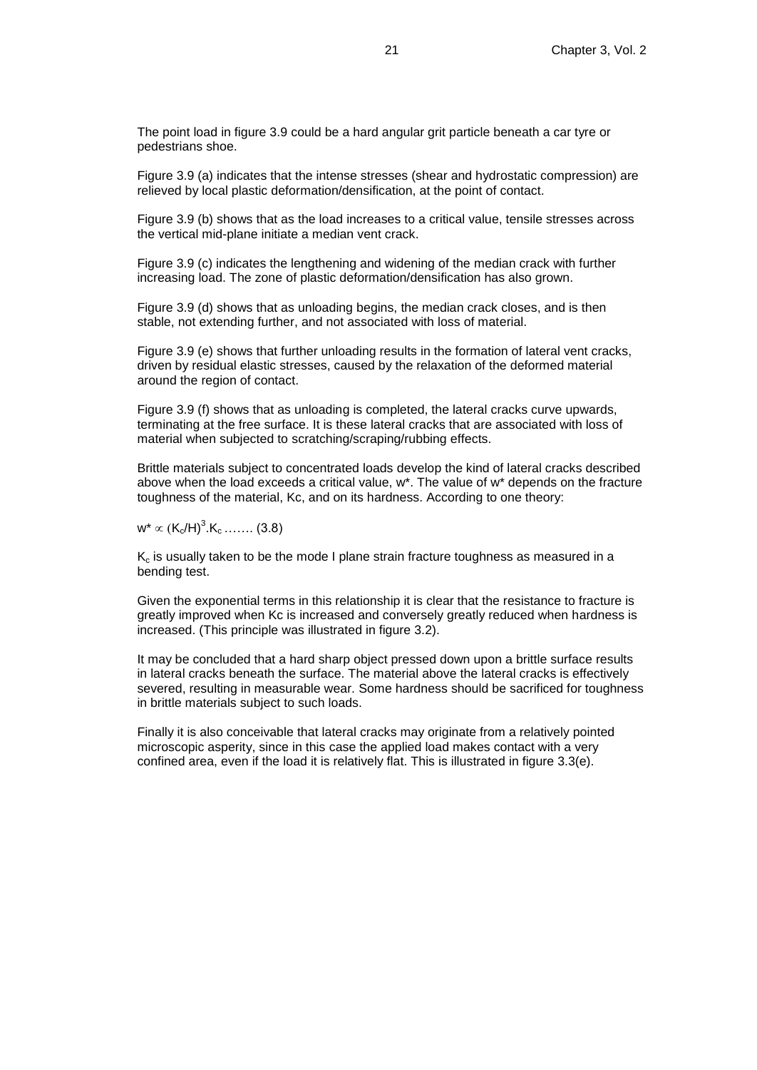The point load in figure 3.9 could be a hard angular grit particle beneath a car tyre or pedestrians shoe.

Figure 3.9 (a) indicates that the intense stresses (shear and hydrostatic compression) are relieved by local plastic deformation/densification, at the point of contact.

Figure 3.9 (b) shows that as the load increases to a critical value, tensile stresses across the vertical mid-plane initiate a median vent crack.

Figure 3.9 (c) indicates the lengthening and widening of the median crack with further increasing load. The zone of plastic deformation/densification has also grown.

Figure 3.9 (d) shows that as unloading begins, the median crack closes, and is then stable, not extending further, and not associated with loss of material.

Figure 3.9 (e) shows that further unloading results in the formation of lateral vent cracks, driven by residual elastic stresses, caused by the relaxation of the deformed material around the region of contact.

Figure 3.9 (f) shows that as unloading is completed, the lateral cracks curve upwards, terminating at the free surface. It is these lateral cracks that are associated with loss of material when subjected to scratching/scraping/rubbing effects.

Brittle materials subject to concentrated loads develop the kind of lateral cracks described above when the load exceeds a critical value, w*. The value of w* depends on the fracture toughness of the material, Kc, and on its hardness. According to one theory:

$w^* \propto (K_c/H)^3.K_c$ ……. (3.8)

$K_c$ is usually taken to be the mode I plane strain fracture toughness as measured in a bending test.

Given the exponential terms in this relationship it is clear that the resistance to fracture is greatly improved when Kc is increased and conversely greatly reduced when hardness is increased. (This principle was illustrated in figure 3.2).

It may be concluded that a hard sharp object pressed down upon a brittle surface results in lateral cracks beneath the surface. The material above the lateral cracks is effectively severed, resulting in measurable wear. Some hardness should be sacrificed for toughness in brittle materials subject to such loads.

Finally it is also conceivable that lateral cracks may originate from a relatively pointed microscopic asperity, since in this case the applied load makes contact with a very confined area, even if the load it is relatively flat. This is illustrated in figure 3.3(e).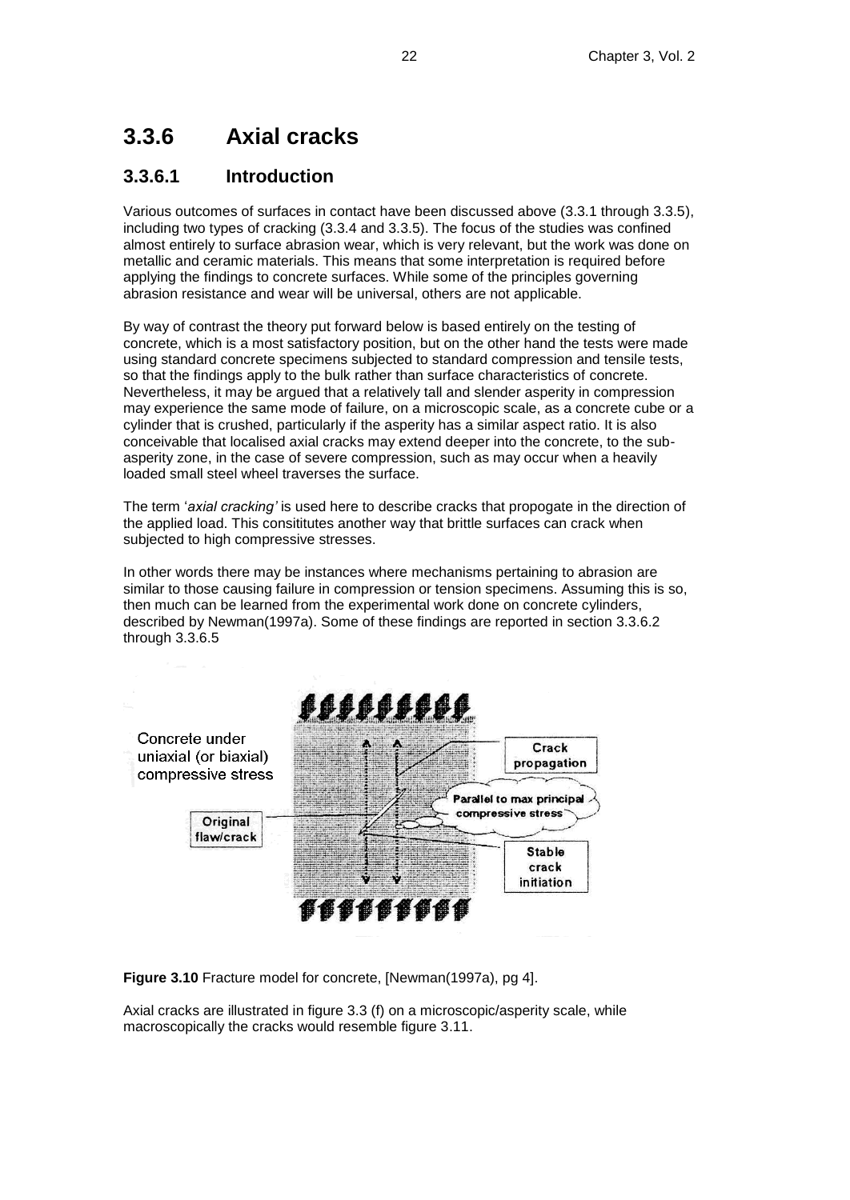## 3.3.6 Axial cracks

### 3.3.6.1 Introduction

Various outcomes of surfaces in contact have been discussed above (3.3.1 through 3.3.5), including two types of cracking (3.3.4 and 3.3.5). The focus of the studies was confined almost entirely to surface abrasion wear, which is very relevant, but the work was done on metallic and ceramic materials. This means that some interpretation is required before applying the findings to concrete surfaces. While some of the principles governing abrasion resistance and wear will be universal, others are not applicable.

By way of contrast the theory put forward below is based entirely on the testing of concrete, which is a most satisfactory position, but on the other hand the tests were made using standard concrete specimens subjected to standard compression and tensile tests, so that the findings apply to the bulk rather than surface characteristics of concrete. Nevertheless, it may be argued that a relatively tall and slender asperity in compression may experience the same mode of failure, on a microscopic scale, as a concrete cube or a cylinder that is crushed, particularly if the asperity has a similar aspect ratio. It is also conceivable that localised axial cracks may extend deeper into the concrete, to the sub-asperity zone, in the case of severe compression, such as may occur when a heavily loaded small steel wheel traverses the surface.

The term '*axial cracking'* is used here to describe cracks that propogate in the direction of the applied load. This consititutes another way that brittle surfaces can crack when subjected to high compressive stresses.

In other words there may be instances where mechanisms pertaining to abrasion are similar to those causing failure in compression or tension specimens. Assuming this is so, then much can be learned from the experimental work done on concrete cylinders, described by Newman(1997a). Some of these findings are reported in section 3.3.6.2 through 3.3.6.5

Concrete under uniaxial (or biaxial) compressive stress

Crack propagation

Parallel to max principal compressive stress

Original flaw/crack

Stable crack initiation

**Figure 3.10** Fracture model for concrete, [Newman(1997a), pg 4].

Axial cracks are illustrated in figure 3.3 (f) on a microscopic/asperity scale, while macroscopically the cracks would resemble figure 3.11.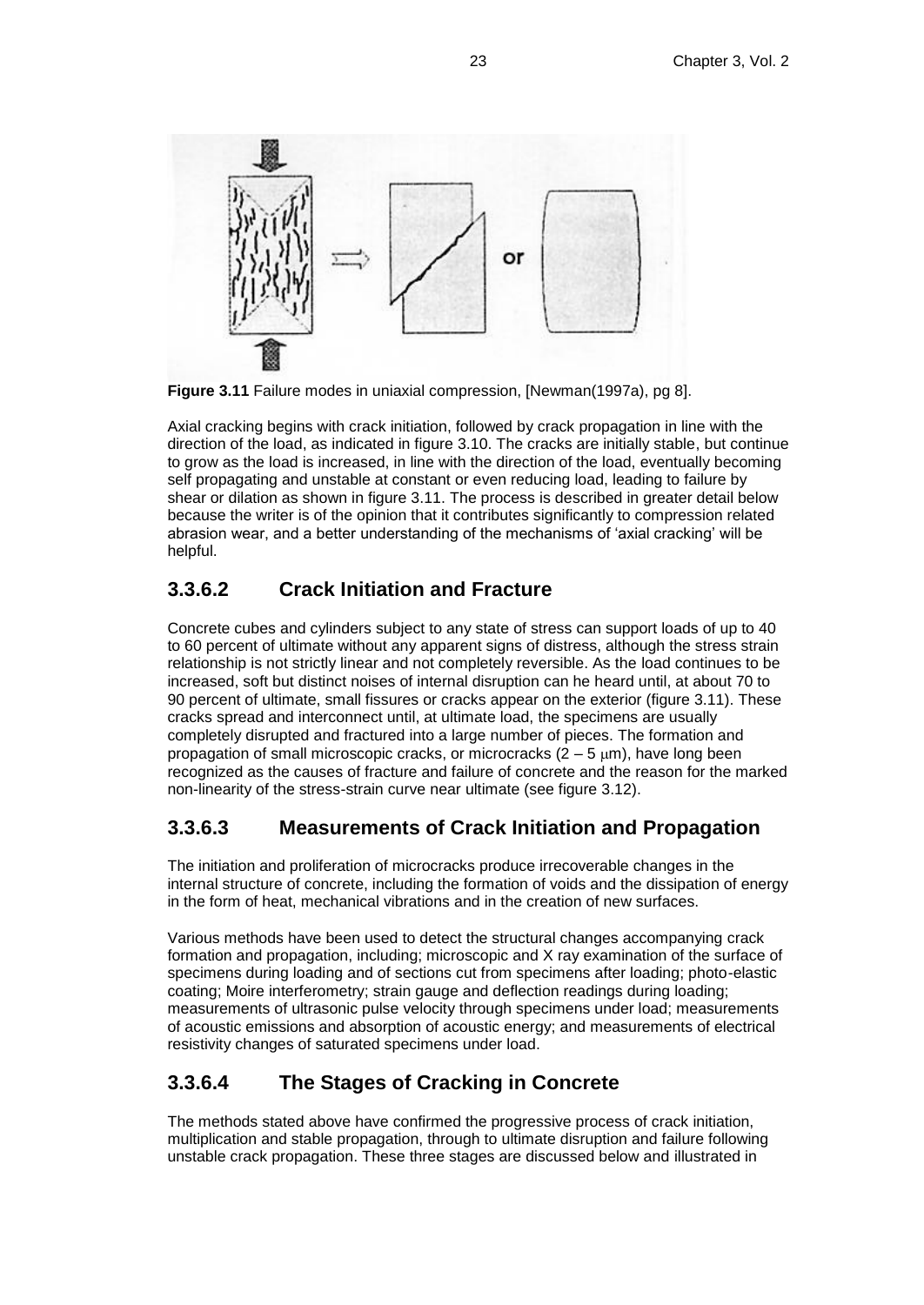**Figure 3.11** Failure modes in uniaxial compression, [Newman(1997a), pg 8].

Axial cracking begins with crack initiation, followed by crack propagation in line with the direction of the load, as indicated in figure 3.10. The cracks are initially stable, but continue to grow as the load is increased, in line with the direction of the load, eventually becoming self propagating and unstable at constant or even reducing load, leading to failure by shear or dilation as shown in figure 3.11. The process is described in greater detail below because the writer is of the opinion that it contributes significantly to compression related abrasion wear, and a better understanding of the mechanisms of 'axial cracking' will be helpful.

## 3.3.6.2 Crack Initiation and Fracture

Concrete cubes and cylinders subject to any state of stress can support loads of up to 40 to 60 percent of ultimate without any apparent signs of distress, although the stress strain relationship is not strictly linear and not completely reversible. As the load continues to be increased, soft but distinct noises of internal disruption can he heard until, at about 70 to 90 percent of ultimate, small fissures or cracks appear on the exterior (figure 3.11). These cracks spread and interconnect until, at ultimate load, the specimens are usually completely disrupted and fractured into a large number of pieces. The formation and propagation of small microscopic cracks, or microcracks (2 – 5 $\mu$m), have long been recognized as the causes of fracture and failure of concrete and the reason for the marked non-linearity of the stress-strain curve near ultimate (see figure 3.12).

## 3.3.6.3 Measurements of Crack Initiation and Propagation

The initiation and proliferation of microcracks produce irrecoverable changes in the internal structure of concrete, including the formation of voids and the dissipation of energy in the form of heat, mechanical vibrations and in the creation of new surfaces.

Various methods have been used to detect the structural changes accompanying crack formation and propagation, including; microscopic and X ray examination of the surface of specimens during loading and of sections cut from specimens after loading; photo-elastic coating; Moire interferometry; strain gauge and deflection readings during loading; measurements of ultrasonic pulse velocity through specimens under load; measurements of acoustic emissions and absorption of acoustic energy; and measurements of electrical resistivity changes of saturated specimens under load.

## 3.3.6.4 The Stages of Cracking in Concrete

The methods stated above have confirmed the progressive process of crack initiation, multiplication and stable propagation, through to ultimate disruption and failure following unstable crack propagation. These three stages are discussed below and illustrated in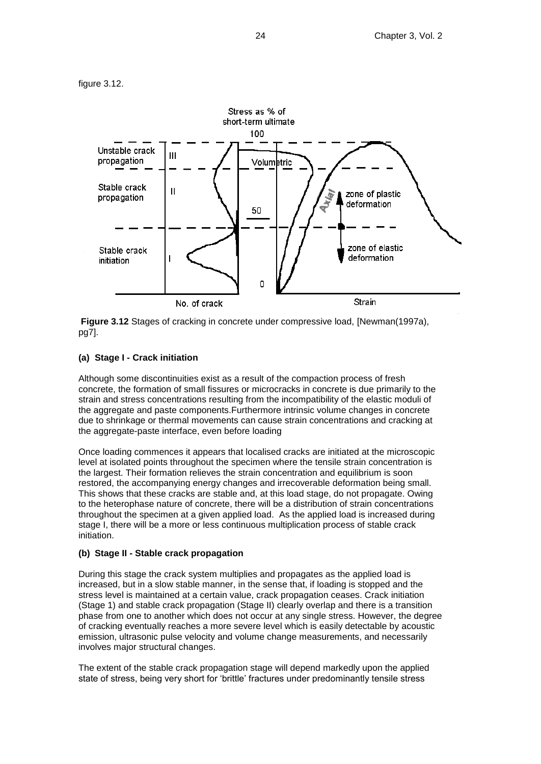figure 3.12.

Stress as % of short-term ultimate

100

Unstable crack propagation

III

Volumetric

Stable crack propagation

II

Axial

zone of plastic deformation

50

Stable crack initiation

I

zone of elastic deformation

0

No. of crack

Strain

**Figure 3.12** Stages of cracking in concrete under compressive load, [Newman(1997a), pg7].

#### (a) Stage I - Crack initiation

Although some discontinuities exist as a result of the compaction process of fresh concrete, the formation of small fissures or microcracks in concrete is due primarily to the strain and stress concentrations resulting from the incompatibility of the elastic moduli of the aggregate and paste components.Furthermore intrinsic volume changes in concrete due to shrinkage or thermal movements can cause strain concentrations and cracking at the aggregate-paste interface, even before loading

Once loading commences it appears that localised cracks are initiated at the microscopic level at isolated points throughout the specimen where the tensile strain concentration is the largest. Their formation relieves the strain concentration and equilibrium is soon restored, the accompanying energy changes and irrecoverable deformation being small. This shows that these cracks are stable and, at this load stage, do not propagate. Owing to the heterophase nature of concrete, there will be a distribution of strain concentrations throughout the specimen at a given applied load. As the applied load is increased during stage I, there will be a more or less continuous multiplication process of stable crack initiation.

#### (b) Stage II - Stable crack propagation

During this stage the crack system multiplies and propagates as the applied load is increased, but in a slow stable manner, in the sense that, if loading is stopped and the stress level is maintained at a certain value, crack propagation ceases. Crack initiation (Stage 1) and stable crack propagation (Stage II) clearly overlap and there is a transition phase from one to another which does not occur at any single stress. However, the degree of cracking eventually reaches a more severe level which is easily detectable by acoustic emission, ultrasonic pulse velocity and volume change measurements, and necessarily involves major structural changes.

The extent of the stable crack propagation stage will depend markedly upon the applied state of stress, being very short for 'brittle' fractures under predominantly tensile stress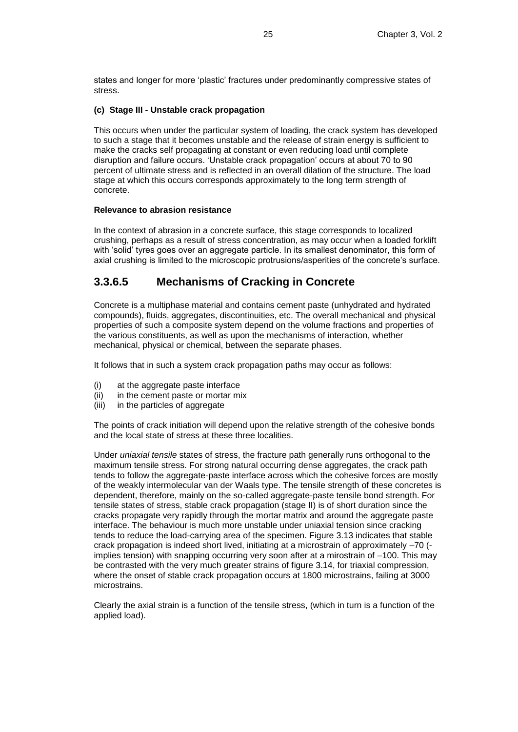states and longer for more 'plastic' fractures under predominantly compressive states of stress.

**(c) Stage III - Unstable crack propagation**

This occurs when under the particular system of loading, the crack system has developed to such a stage that it becomes unstable and the release of strain energy is sufficient to make the cracks self propagating at constant or even reducing load until complete disruption and failure occurs. 'Unstable crack propagation' occurs at about 70 to 90 percent of ultimate stress and is reflected in an overall dilation of the structure. The load stage at which this occurs corresponds approximately to the long term strength of concrete.

**Relevance to abrasion resistance**

In the context of abrasion in a concrete surface, this stage corresponds to localized crushing, perhaps as a result of stress concentration, as may occur when a loaded forklift with 'solid' tyres goes over an aggregate particle. In its smallest denominator, this form of axial crushing is limited to the microscopic protrusions/asperities of the concrete's surface.

## 3.3.6.5 Mechanisms of Cracking in Concrete

Concrete is a multiphase material and contains cement paste (unhydrated and hydrated compounds), fluids, aggregates, discontinuities, etc. The overall mechanical and physical properties of such a composite system depend on the volume fractions and properties of the various constituents, as well as upon the mechanisms of interaction, whether mechanical, physical or chemical, between the separate phases.

It follows that in such a system crack propagation paths may occur as follows:

(i) at the aggregate paste interface
(ii) in the cement paste or mortar mix
(iii) in the particles of aggregate

The points of crack initiation will depend upon the relative strength of the cohesive bonds and the local state of stress at these three localities.

Under *uniaxial tensile* states of stress, the fracture path generally runs orthogonal to the maximum tensile stress. For strong natural occurring dense aggregates, the crack path tends to follow the aggregate-paste interface across which the cohesive forces are mostly of the weakly intermolecular van der Waals type. The tensile strength of these concretes is dependent, therefore, mainly on the so-called aggregate-paste tensile bond strength. For tensile states of stress, stable crack propagation (stage II) is of short duration since the cracks propagate very rapidly through the mortar matrix and around the aggregate paste interface. The behaviour is much more unstable under uniaxial tension since cracking tends to reduce the load-carrying area of the specimen. Figure 3.13 indicates that stable crack propagation is indeed short lived, initiating at a microstrain of approximately –70 (- implies tension) with snapping occurring very soon after at a mirostrain of –100. This may be contrasted with the very much greater strains of figure 3.14, for triaxial compression, where the onset of stable crack propagation occurs at 1800 microstrains, failing at 3000 microstrains.

Clearly the axial strain is a function of the tensile stress, (which in turn is a function of the applied load).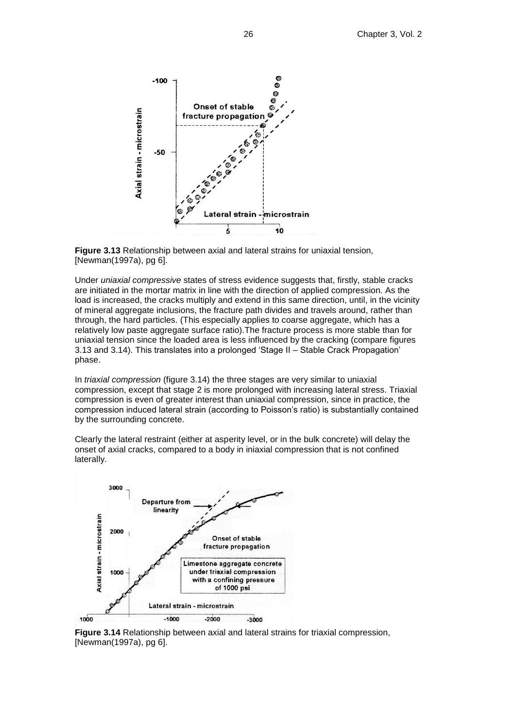**Figure 3.13** Relationship between axial and lateral strains for uniaxial tension, [Newman(1997a), pg 6].

Under *uniaxial compressive* states of stress evidence suggests that, firstly, stable cracks are initiated in the mortar matrix in line with the direction of applied compression. As the load is increased, the cracks multiply and extend in this same direction, until, in the vicinity of mineral aggregate inclusions, the fracture path divides and travels around, rather than through, the hard particles. (This especially applies to coarse aggregate, which has a relatively low paste aggregate surface ratio).The fracture process is more stable than for uniaxial tension since the loaded area is less influenced by the cracking (compare figures 3.13 and 3.14). This translates into a prolonged 'Stage II – Stable Crack Propagation' phase.

In *triaxial compression* (figure 3.14) the three stages are very similar to uniaxial compression, except that stage 2 is more prolonged with increasing lateral stress. Triaxial compression is even of greater interest than uniaxial compression, since in practice, the compression induced lateral strain (according to Poisson's ratio) is substantially contained by the surrounding concrete.

Clearly the lateral restraint (either at asperity level, or in the bulk concrete) will delay the onset of axial cracks, compared to a body in iniaxial compression that is not confined laterally.

**Figure 3.14** Relationship between axial and lateral strains for triaxial compression, [Newman(1997a), pg 6].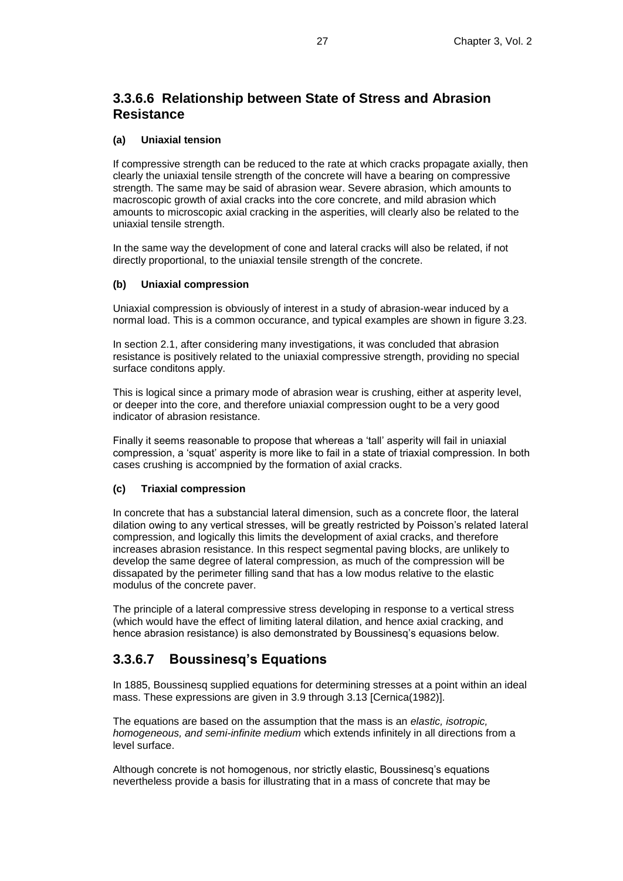## 3.3.6.6 Relationship between State of Stress and Abrasion Resistance

#### (a) Uniaxial tension

If compressive strength can be reduced to the rate at which cracks propagate axially, then clearly the uniaxial tensile strength of the concrete will have a bearing on compressive strength. The same may be said of abrasion wear. Severe abrasion, which amounts to macroscopic growth of axial cracks into the core concrete, and mild abrasion which amounts to microscopic axial cracking in the asperities, will clearly also be related to the uniaxial tensile strength.

In the same way the development of cone and lateral cracks will also be related, if not directly proportional, to the uniaxial tensile strength of the concrete.

#### (b) Uniaxial compression

Uniaxial compression is obviously of interest in a study of abrasion-wear induced by a normal load. This is a common occurance, and typical examples are shown in figure 3.23.

In section 2.1, after considering many investigations, it was concluded that abrasion resistance is positively related to the uniaxial compressive strength, providing no special surface conditons apply.

This is logical since a primary mode of abrasion wear is crushing, either at asperity level, or deeper into the core, and therefore uniaxial compression ought to be a very good indicator of abrasion resistance.

Finally it seems reasonable to propose that whereas a 'tall' asperity will fail in uniaxial compression, a 'squat' asperity is more like to fail in a state of triaxial compression. In both cases crushing is accompnied by the formation of axial cracks.

#### (c) Triaxial compression

In concrete that has a substancial lateral dimension, such as a concrete floor, the lateral dilation owing to any vertical stresses, will be greatly restricted by Poisson's related lateral compression, and logically this limits the development of axial cracks, and therefore increases abrasion resistance. In this respect segmental paving blocks, are unlikely to develop the same degree of lateral compression, as much of the compression will be dissapated by the perimeter filling sand that has a low modus relative to the elastic modulus of the concrete paver.

The principle of a lateral compressive stress developing in response to a vertical stress (which would have the effect of limiting lateral dilation, and hence axial cracking, and hence abrasion resistance) is also demonstrated by Boussinesq's equasions below.

## 3.3.6.7 Boussinesq's Equations

In 1885, Boussinesq supplied equations for determining stresses at a point within an ideal mass. These expressions are given in 3.9 through 3.13 [Cernica(1982)].

The equations are based on the assumption that the mass is an *elastic, isotropic, homogeneous, and semi-infinite medium* which extends infinitely in all directions from a level surface.

Although concrete is not homogenous, nor strictly elastic, Boussinesq's equations nevertheless provide a basis for illustrating that in a mass of concrete that may be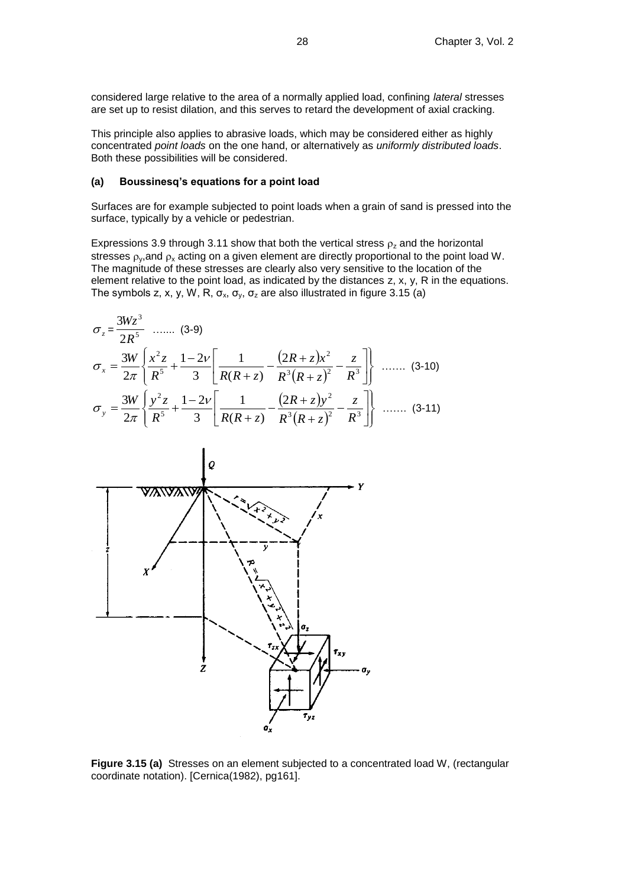considered large relative to the area of a normally applied load, confining *lateral* stresses are set up to resist dilation, and this serves to retard the development of axial cracking.

This principle also applies to abrasive loads, which may be considered either as highly concentrated *point loads* on the one hand, or alternatively as *uniformly distributed loads*. Both these possibilities will be considered.

#### (a) Boussinesq's equations for a point load

Surfaces are for example subjected to point loads when a grain of sand is pressed into the surface, typically by a vehicle or pedestrian.

Expressions 3.9 through 3.11 show that both the vertical stress $\rho_z$ and the horizontal stresses $\rho_y$, and $\rho_x$ acting on a given element are directly proportional to the point load W. The magnitude of these stresses are clearly also very sensitive to the location of the element relative to the point load, as indicated by the distances z, x, y, R in the equations. The symbols z, x, y, W, R, $\sigma_x$, $\sigma_y$, $\sigma_z$ are also illustrated in figure 3.15 (a)

$$\sigma_z = \frac{3Wz^3}{2R^5} \quad \ldots\ldots \text{(3-9)}$$

$$\sigma_x = \frac{3W}{2\pi}\left\{\frac{x^2 z}{R^5} + \frac{1-2\nu}{3}\left[\frac{1}{R(R+z)} - \frac{(2R+z)x^2}{R^3(R+z)^2} - \frac{z}{R^3}\right]\right\} \quad \ldots\ldots \text{(3-10)}$$

$$\sigma_y = \frac{3W}{2\pi}\left\{\frac{y^2 z}{R^5} + \frac{1-2\nu}{3}\left[\frac{1}{R(R+z)} - \frac{(2R+z)y^2}{R^3(R+z)^2} - \frac{z}{R^3}\right]\right\} \quad \ldots\ldots \text{(3-11)}$$

Q
Y
x
$r = \sqrt{x^2 + y^2}$
y
z
X
$R = \sqrt{x^2 + y^2 + z^2}$
$\sigma_z$
$\tau_{zx}$
$\tau_{xy}$
$\sigma_y$
Z
$\tau_{yz}$
$\sigma_x$

**Figure 3.15 (a)** Stresses on an element subjected to a concentrated load W, (rectangular coordinate notation). [Cernica(1982), pg161].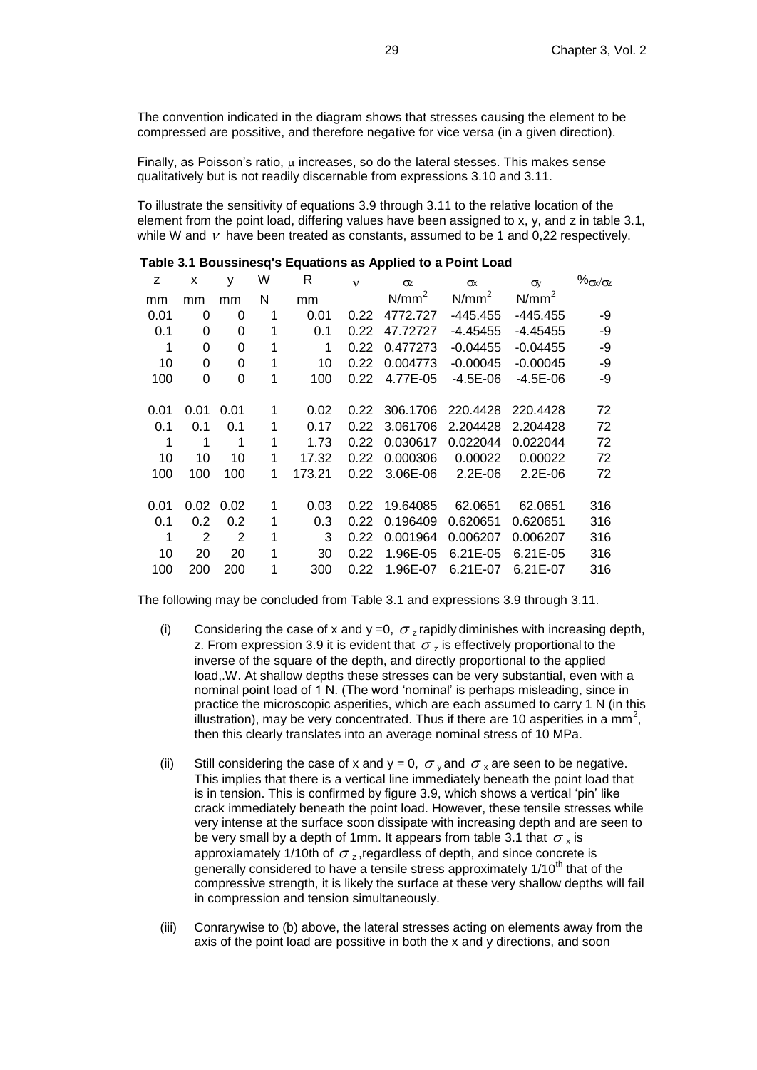The convention indicated in the diagram shows that stresses causing the element to be compressed are possitive, and therefore negative for vice versa (in a given direction).

Finally, as Poisson's ratio, μ increases, so do the lateral stesses. This makes sense qualitatively but is not readily discernable from expressions 3.10 and 3.11.

To illustrate the sensitivity of equations 3.9 through 3.11 to the relative location of the element from the point load, differing values have been assigned to x, y, and z in table 3.1, while W and $\nu$ have been treated as constants, assumed to be 1 and 0,22 respectively.

**Table 3.1 Boussinesq's Equations as Applied to a Point Load**

| z | x | y | W | R | $\nu$ | $\sigma_z$ | $\sigma_x$ | $\sigma_y$ | $\%\sigma_x/\sigma_z$ |
|---|---|---|---|---|---|---|---|---|---|
| mm | mm | mm | N | mm | | N/mm$^2$ | N/mm$^2$ | N/mm$^2$ | |
| 0.01 | 0 | 0 | 1 | 0.01 | 0.22 | 4772.727 | -445.455 | -445.455 | -9 |
| 0.1 | 0 | 0 | 1 | 0.1 | 0.22 | 47.72727 | -4.45455 | -4.45455 | -9 |
| 1 | 0 | 0 | 1 | 1 | 0.22 | 0.477273 | -0.04455 | -0.04455 | -9 |
| 10 | 0 | 0 | 1 | 10 | 0.22 | 0.004773 | -0.00045 | -0.00045 | -9 |
| 100 | 0 | 0 | 1 | 100 | 0.22 | 4.77E-05 | -4.5E-06 | -4.5E-06 | -9 |
| 0.01 | 0.01 | 0.01 | 1 | 0.02 | 0.22 | 306.1706 | 220.4428 | 220.4428 | 72 |
| 0.1 | 0.1 | 0.1 | 1 | 0.17 | 0.22 | 3.061706 | 2.204428 | 2.204428 | 72 |
| 1 | 1 | 1 | 1 | 1.73 | 0.22 | 0.030617 | 0.022044 | 0.022044 | 72 |
| 10 | 10 | 10 | 1 | 17.32 | 0.22 | 0.000306 | 0.00022 | 0.00022 | 72 |
| 100 | 100 | 100 | 1 | 173.21 | 0.22 | 3.06E-06 | 2.2E-06 | 2.2E-06 | 72 |
| 0.01 | 0.02 | 0.02 | 1 | 0.03 | 0.22 | 19.64085 | 62.0651 | 62.0651 | 316 |
| 0.1 | 0.2 | 0.2 | 1 | 0.3 | 0.22 | 0.196409 | 0.620651 | 0.620651 | 316 |
| 1 | 2 | 2 | 1 | 3 | 0.22 | 0.001964 | 0.006207 | 0.006207 | 316 |
| 10 | 20 | 20 | 1 | 30 | 0.22 | 1.96E-05 | 6.21E-05 | 6.21E-05 | 316 |
| 100 | 200 | 200 | 1 | 300 | 0.22 | 1.96E-07 | 6.21E-07 | 6.21E-07 | 316 |

The following may be concluded from Table 3.1 and expressions 3.9 through 3.11.

(i) Considering the case of x and y =0, $\sigma_z$ rapidly diminishes with increasing depth, z. From expression 3.9 it is evident that $\sigma_z$ is effectively proportional to the inverse of the square of the depth, and directly proportional to the applied load,.W. At shallow depths these stresses can be very substantial, even with a nominal point load of 1 N. (The word 'nominal' is perhaps misleading, since in practice the microscopic asperities, which are each assumed to carry 1 N (in this illustration), may be very concentrated. Thus if there are 10 asperities in a mm$^2$, then this clearly translates into an average nominal stress of 10 MPa.

(ii) Still considering the case of x and y = 0, $\sigma_y$ and $\sigma_x$ are seen to be negative. This implies that there is a vertical line immediately beneath the point load that is in tension. This is confirmed by figure 3.9, which shows a vertical 'pin' like crack immediately beneath the point load. However, these tensile stresses while very intense at the surface soon dissipate with increasing depth and are seen to be very small by a depth of 1mm. It appears from table 3.1 that $\sigma_x$ is approxiamately 1/10th of $\sigma_z$ ,regardless of depth, and since concrete is generally considered to have a tensile stress approximately 1/10$^{th}$ that of the compressive strength, it is likely the surface at these very shallow depths will fail in compression and tension simultaneously.

(iii) Conrarywise to (b) above, the lateral stresses acting on elements away from the axis of the point load are possitive in both the x and y directions, and soon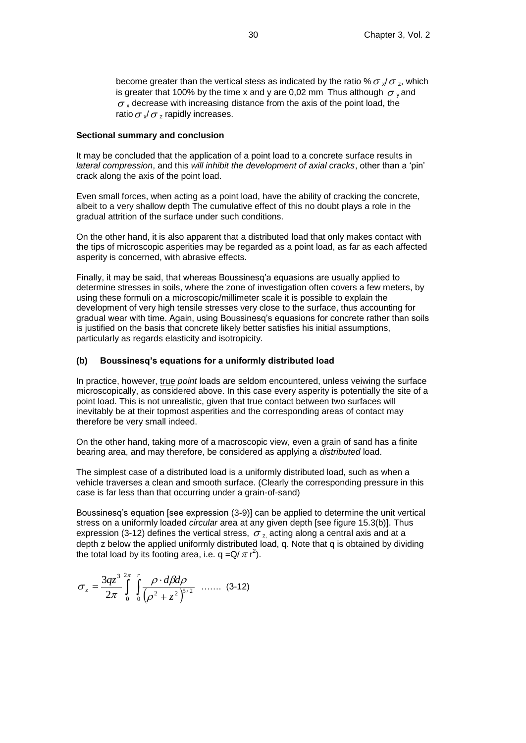become greater than the vertical stess as indicated by the ratio % $\sigma_x/\sigma_z$, which is greater that 100% by the time x and y are 0,02 mm Thus although $\sigma_y$ and $\sigma_x$ decrease with increasing distance from the axis of the point load, the ratio $\sigma_x/\sigma_z$ rapidly increases.

**Sectional summary and conclusion**

It may be concluded that the application of a point load to a concrete surface results in *lateral compression*, and this *will inhibit the development of axial cracks*, other than a 'pin' crack along the axis of the point load.

Even small forces, when acting as a point load, have the ability of cracking the concrete, albeit to a very shallow depth The cumulative effect of this no doubt plays a role in the gradual attrition of the surface under such conditions.

On the other hand, it is also apparent that a distributed load that only makes contact with the tips of microscopic asperities may be regarded as a point load, as far as each affected asperity is concerned, with abrasive effects.

Finally, it may be said, that whereas Boussinesq'a equasions are usually applied to determine stresses in soils, where the zone of investigation often covers a few meters, by using these formuli on a microscopic/millimeter scale it is possible to explain the development of very high tensile stresses very close to the surface, thus accounting for gradual wear with time. Again, using Boussinesq's equasions for concrete rather than soils is justified on the basis that concrete likely better satisfies his initial assumptions, particularly as regards elasticity and isotropicity.

### (b) Boussinesq's equations for a uniformly distributed load

In practice, however, true *point* loads are seldom encountered, unless veiwing the surface microscopically, as considered above. In this case every asperity is potentially the site of a point load. This is not unrealistic, given that true contact between two surfaces will inevitably be at their topmost asperities and the corresponding areas of contact may therefore be very small indeed.

On the other hand, taking more of a macroscopic view, even a grain of sand has a finite bearing area, and may therefore, be considered as applying a *distributed* load.

The simplest case of a distributed load is a uniformly distributed load, such as when a vehicle traverses a clean and smooth surface. (Clearly the corresponding pressure in this case is far less than that occurring under a grain-of-sand)

Boussinesq's equation [see expression (3-9)] can be applied to determine the unit vertical stress on a uniformly loaded *circular* area at any given depth [see figure 15.3(b)]. Thus expression (3-12) defines the vertical stress, $\sigma_z$, acting along a central axis and at a depth z below the applied uniformly distributed load, q. Note that q is obtained by dividing the total load by its footing area, i.e. $q = Q/\pi r^2$).

$$\sigma_z = \frac{3qz^3}{2\pi}\int_0^{2\pi}\int_0^{r}\frac{\rho\cdot d\beta d\rho}{\left(\rho^2+z^2\right)^{5/2}} \quad \ldots\ldots\ (3\text{-}12)$$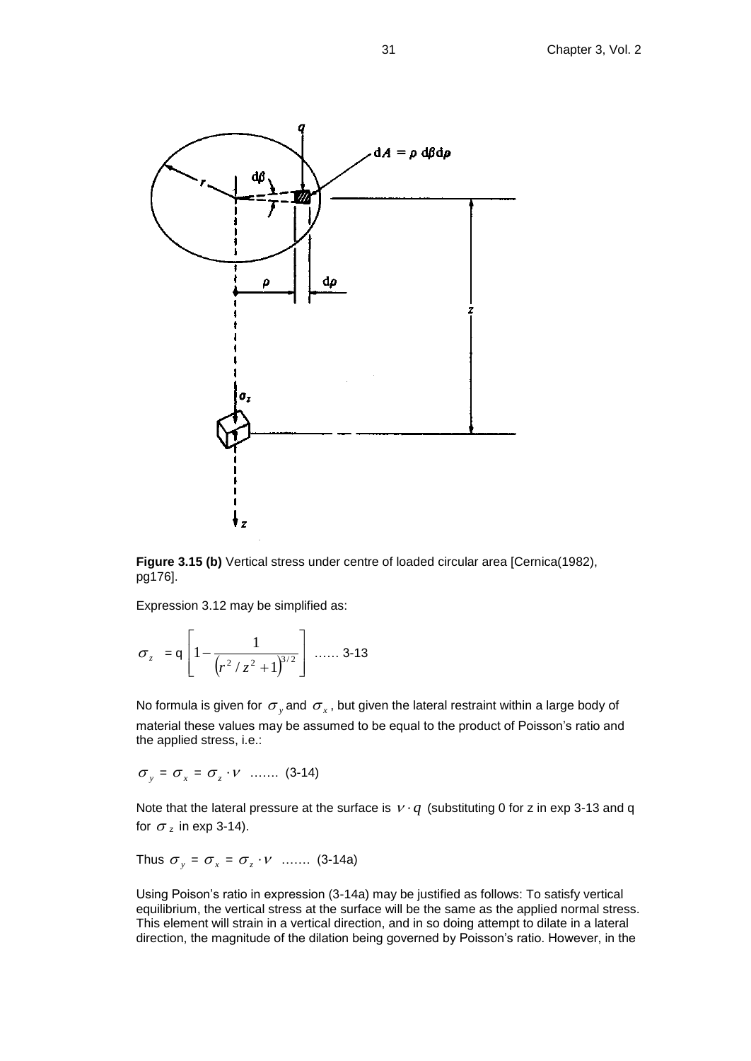q

dA = ρ dβ dρ

dβ

r

ρ

dρ

z

$\sigma_z$

z

**Figure 3.15 (b)** Vertical stress under centre of loaded circular area [Cernica(1982), pg176].

Expression 3.12 may be simplified as:

$$\sigma_z = q \left[ 1 - \frac{1}{\left(r^2 / z^2 + 1\right)^{3/2}} \right] \quad \text{…… 3-13}$$

No formula is given for $\sigma_y$ and $\sigma_x$, but given the lateral restraint within a large body of material these values may be assumed to be equal to the product of Poisson's ratio and the applied stress, i.e.:

$\sigma_y = \sigma_x = \sigma_z \cdot \nu$ ……. (3-14)

Note that the lateral pressure at the surface is $\nu \cdot q$ (substituting 0 for z in exp 3-13 and q for $\sigma_z$ in exp 3-14).

Thus $\sigma_y = \sigma_x = \sigma_z \cdot \nu$ ……. (3-14a)

Using Poison's ratio in expression (3-14a) may be justified as follows: To satisfy vertical equilibrium, the vertical stress at the surface will be the same as the applied normal stress. This element will strain in a vertical direction, and in so doing attempt to dilate in a lateral direction, the magnitude of the dilation being governed by Poisson's ratio. However, in the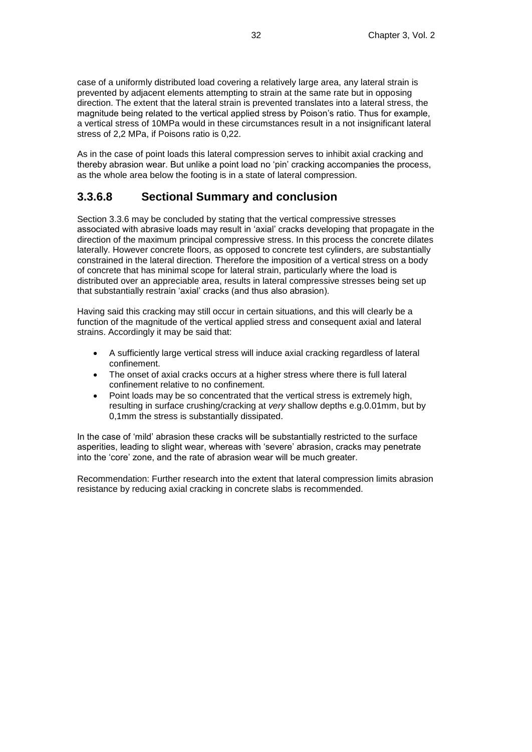case of a uniformly distributed load covering a relatively large area, any lateral strain is prevented by adjacent elements attempting to strain at the same rate but in opposing direction. The extent that the lateral strain is prevented translates into a lateral stress, the magnitude being related to the vertical applied stress by Poison's ratio. Thus for example, a vertical stress of 10MPa would in these circumstances result in a not insignificant lateral stress of 2,2 MPa, if Poisons ratio is 0,22.

As in the case of point loads this lateral compression serves to inhibit axial cracking and thereby abrasion wear. But unlike a point load no 'pin' cracking accompanies the process, as the whole area below the footing is in a state of lateral compression.

### 3.3.6.8 Sectional Summary and conclusion

Section 3.3.6 may be concluded by stating that the vertical compressive stresses associated with abrasive loads may result in 'axial' cracks developing that propagate in the direction of the maximum principal compressive stress. In this process the concrete dilates laterally. However concrete floors, as opposed to concrete test cylinders, are substantially constrained in the lateral direction. Therefore the imposition of a vertical stress on a body of concrete that has minimal scope for lateral strain, particularly where the load is distributed over an appreciable area, results in lateral compressive stresses being set up that substantially restrain 'axial' cracks (and thus also abrasion).

Having said this cracking may still occur in certain situations, and this will clearly be a function of the magnitude of the vertical applied stress and consequent axial and lateral strains. Accordingly it may be said that:

- A sufficiently large vertical stress will induce axial cracking regardless of lateral confinement.
- The onset of axial cracks occurs at a higher stress where there is full lateral confinement relative to no confinement.
- Point loads may be so concentrated that the vertical stress is extremely high, resulting in surface crushing/cracking at *very* shallow depths e.g.0.01mm, but by 0,1mm the stress is substantially dissipated.

In the case of 'mild' abrasion these cracks will be substantially restricted to the surface asperities, leading to slight wear, whereas with 'severe' abrasion, cracks may penetrate into the 'core' zone, and the rate of abrasion wear will be much greater.

Recommendation: Further research into the extent that lateral compression limits abrasion resistance by reducing axial cracking in concrete slabs is recommended.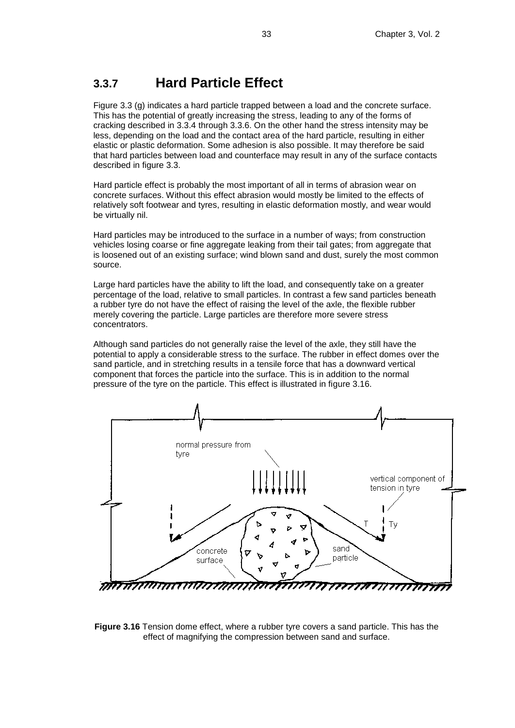## 3.3.7 Hard Particle Effect

Figure 3.3 (g) indicates a hard particle trapped between a load and the concrete surface. This has the potential of greatly increasing the stress, leading to any of the forms of cracking described in 3.3.4 through 3.3.6. On the other hand the stress intensity may be less, depending on the load and the contact area of the hard particle, resulting in either elastic or plastic deformation. Some adhesion is also possible. It may therefore be said that hard particles between load and counterface may result in any of the surface contacts described in figure 3.3.

Hard particle effect is probably the most important of all in terms of abrasion wear on concrete surfaces. Without this effect abrasion would mostly be limited to the effects of relatively soft footwear and tyres, resulting in elastic deformation mostly, and wear would be virtually nil.

Hard particles may be introduced to the surface in a number of ways; from construction vehicles losing coarse or fine aggregate leaking from their tail gates; from aggregate that is loosened out of an existing surface; wind blown sand and dust, surely the most common source.

Large hard particles have the ability to lift the load, and consequently take on a greater percentage of the load, relative to small particles. In contrast a few sand particles beneath a rubber tyre do not have the effect of raising the level of the axle, the flexible rubber merely covering the particle. Large particles are therefore more severe stress concentrators.

Although sand particles do not generally raise the level of the axle, they still have the potential to apply a considerable stress to the surface. The rubber in effect domes over the sand particle, and in stretching results in a tensile force that has a downward vertical component that forces the particle into the surface. This is in addition to the normal pressure of the tyre on the particle. This effect is illustrated in figure 3.16.

normal pressure from tyre

vertical component of tension in tyre

T

Ty

concrete surface

sand particle

**Figure 3.16** Tension dome effect, where a rubber tyre covers a sand particle. This has the effect of magnifying the compression between sand and surface.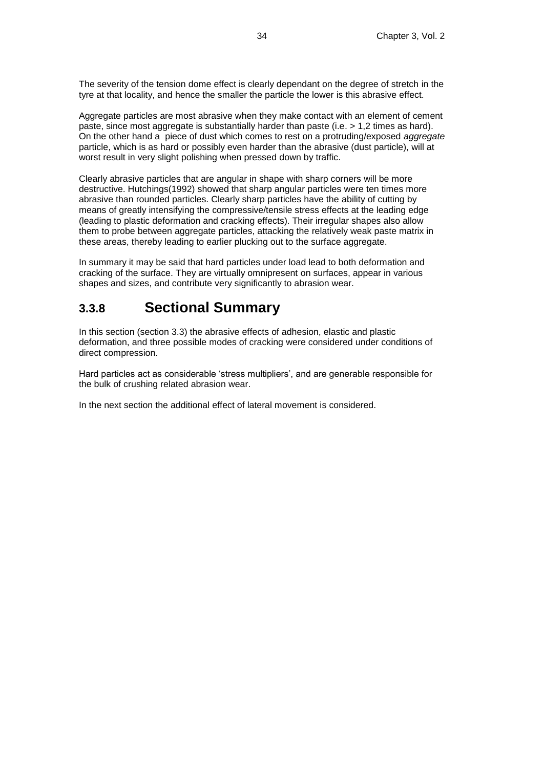The severity of the tension dome effect is clearly dependant on the degree of stretch in the tyre at that locality, and hence the smaller the particle the lower is this abrasive effect.

Aggregate particles are most abrasive when they make contact with an element of cement paste, since most aggregate is substantially harder than paste (i.e. > 1,2 times as hard). On the other hand a piece of dust which comes to rest on a protruding/exposed *aggregate* particle, which is as hard or possibly even harder than the abrasive (dust particle), will at worst result in very slight polishing when pressed down by traffic.

Clearly abrasive particles that are angular in shape with sharp corners will be more destructive. Hutchings(1992) showed that sharp angular particles were ten times more abrasive than rounded particles. Clearly sharp particles have the ability of cutting by means of greatly intensifying the compressive/tensile stress effects at the leading edge (leading to plastic deformation and cracking effects). Their irregular shapes also allow them to probe between aggregate particles, attacking the relatively weak paste matrix in these areas, thereby leading to earlier plucking out to the surface aggregate.

In summary it may be said that hard particles under load lead to both deformation and cracking of the surface. They are virtually omnipresent on surfaces, appear in various shapes and sizes, and contribute very significantly to abrasion wear.

## 3.3.8 Sectional Summary

In this section (section 3.3) the abrasive effects of adhesion, elastic and plastic deformation, and three possible modes of cracking were considered under conditions of direct compression.

Hard particles act as considerable 'stress multipliers', and are generable responsible for the bulk of crushing related abrasion wear.

In the next section the additional effect of lateral movement is considered.